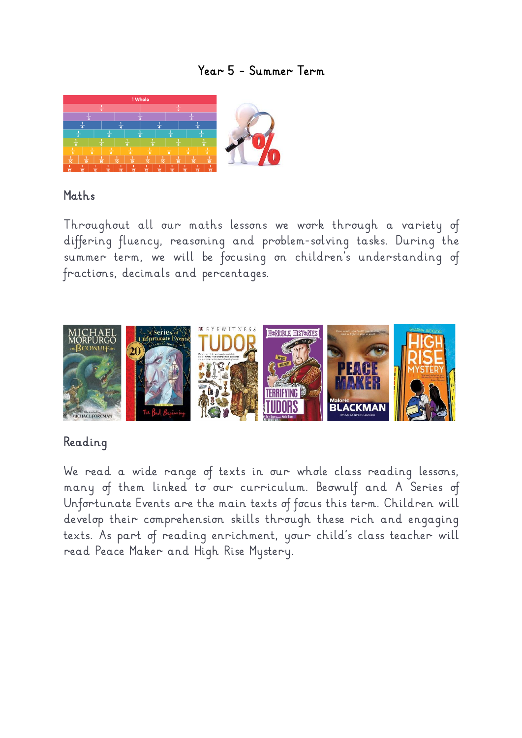# Year 5 - Summer Term

## Maths

Throughout all our maths lessons we work through a variety of differing fluency, reasoning and problem-solving tasks. During the summer term, we will be focusing on children's understanding of fractions, decimals and percentages.

## Reading

We read a wide range of texts in our whole class reading lessons, many of them linked to our curriculum. Beowulf and A Series of Unfortunate Events are the main texts of focus this term. Children will develop their comprehension skills through these rich and engaging texts. As part of reading enrichment, your child's class teacher will read Peace Maker and High Rise Mystery.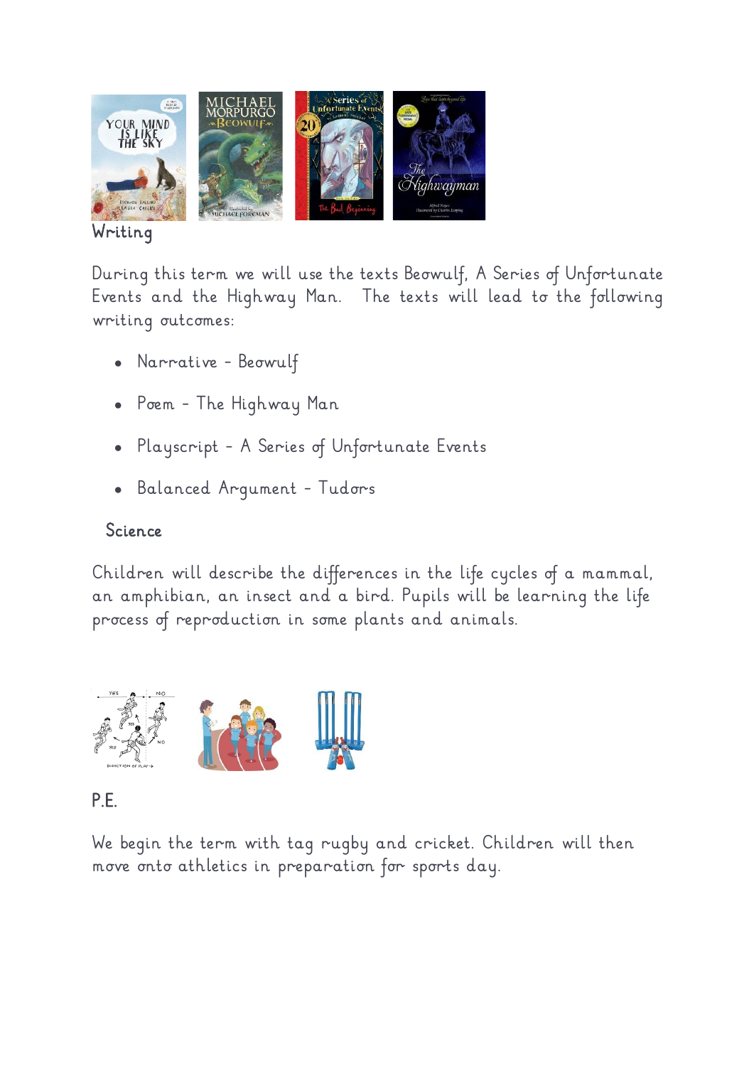## Writing

During this term we will use the texts Beowulf, A Series of Unfortunate Events and the Highway Man. The texts will lead to the following writing outcomes:

- Narrative - Beowulf
- Poem - The Highway Man
- Playscript - A Series of Unfortunate Events
- Balanced Argument - Tudors

## Science

Children will describe the differences in the life cycles of a mammal, an amphibian, an insect and a bird. Pupils will be learning the life process of reproduction in some plants and animals.

## P.E.

We begin the term with tag rugby and cricket. Children will then move onto athletics in preparation for sports day.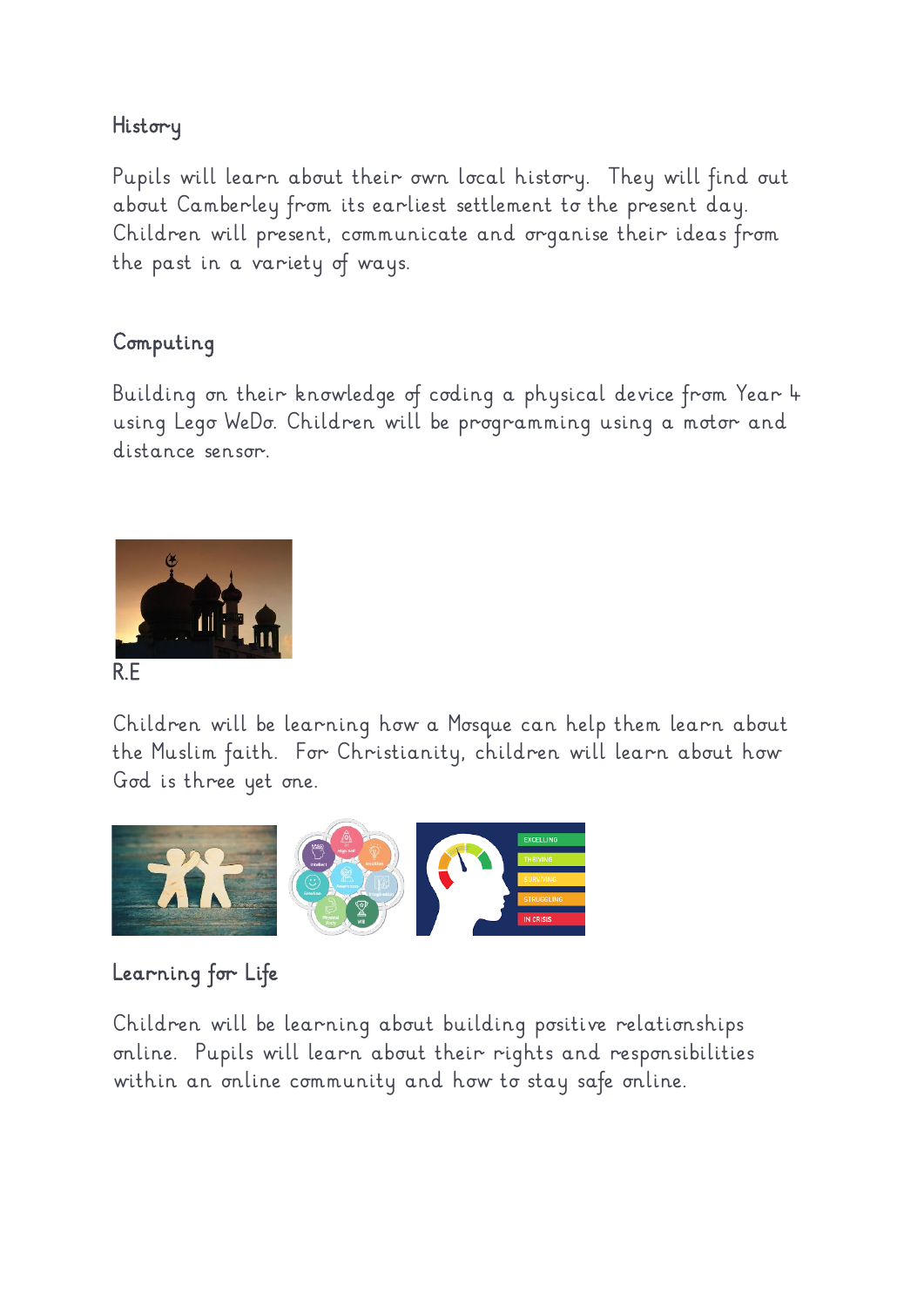## History

Pupils will learn about their own local history. They will find out about Camberley from its earliest settlement to the present day. Children will present, communicate and organise their ideas from the past in a variety of ways.

## Computing

Building on their knowledge of coding a physical device from Year 4 using Lego WeDo. Children will be programming using a motor and distance sensor.

## R.E

Children will be learning how a Mosque can help them learn about the Muslim faith. For Christianity, children will learn about how God is three yet one.

## Learning for Life

Children will be learning about building positive relationships online. Pupils will learn about their rights and responsibilities within an online community and how to stay safe online.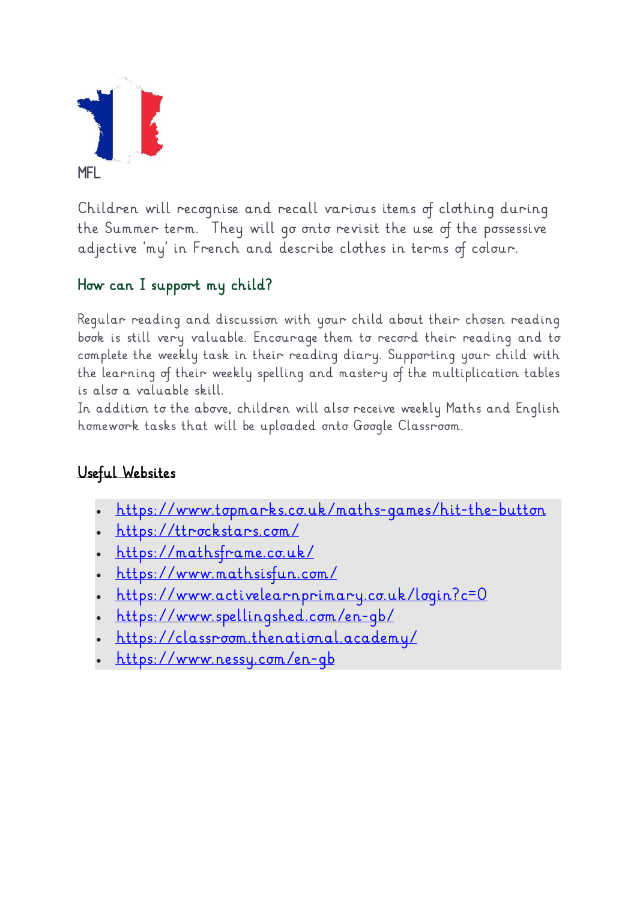MFL

Children will recognise and recall various items of clothing during the Summer term. They will go onto revisit the use of the possessive adjective 'my' in French and describe clothes in terms of colour.

## How can I support my child?

Regular reading and discussion with your child about their chosen reading book is still very valuable. Encourage them to record their reading and to complete the weekly task in their reading diary. Supporting your child with the learning of their weekly spelling and mastery of the multiplication tables is also a valuable skill.

In addition to the above, children will also receive weekly Maths and English homework tasks that will be uploaded onto Google Classroom.

## Useful Websites

- https://www.topmarks.co.uk/maths-games/hit-the-button
- https://ttrockstars.com/
- https://mathsframe.co.uk/
- https://www.mathsisfun.com/
- https://www.activelearnprimary.co.uk/login?c=0
- https://www.spellingshed.com/en-gb/
- https://classroom.thenational.academy/
- https://www.nessy.com/en-gb